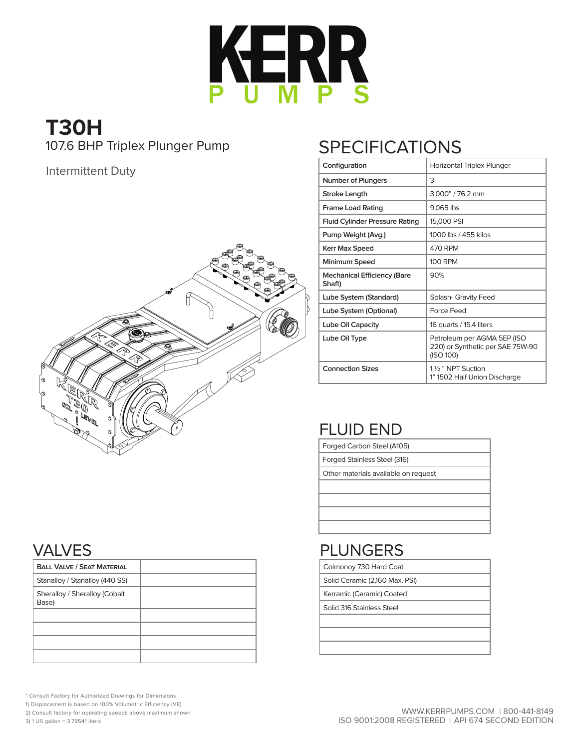# KERR PUMPS

# T30H

107.6 BHP Triplex Plunger Pump

Intermittent Duty

## SPECIFICATIONS

| Configuration | Horizontal Triplex Plunger |
|---|---|
| Number of Plungers | 3 |
| Stroke Length | 3.000" / 76.2 mm |
| Frame Load Rating | 9,065 lbs |
| Fluid Cylinder Pressure Rating | 15,000 PSI |
| Pump Weight (Avg.) | 1000 lbs / 455 kilos |
| Kerr Max Speed | 470 RPM |
| Minimum Speed | 100 RPM |
| Mechanical Efficiency (Bare Shaft) | 90% |
| Lube System (Standard) | Splash- Gravity Feed |
| Lube System (Optional) | Force Feed |
| Lube Oil Capacity | 16 quarts / 15.4 liters |
| Lube Oil Type | Petroleum per AGMA 5EP (ISO 220) or Synthetic per SAE 75W-90 (ISO 100) |
| Connection Sizes | 1 ½ " NPT Suction<br>1" 1502 Half Union Discharge |

## FLUID END

| Fluid End |
|---|
| Forged Carbon Steel (A105) |
| Forged Stainless Steel (316) |
| Other materials available on request |

## VALVES

| Ball Valve / Seat Material | |
|---|---|
| Stanalloy / Stanalloy (440 SS) | |
| Sheralloy / Sheralloy (Cobalt Base) | |

## PLUNGERS

| Plungers |
|---|
| Colmonoy 730 Hard Coat |
| Solid Ceramic (2,160 Max. PSI) |
| Kerramic (Ceramic) Coated |
| Solid 316 Stainless Steel |

\* Consult Factory for Authorized Drawings for Dimensions
1) Displacement is based on 100% Volumetric Efficiency (VE)
2) Consult factory for operating speeds above maximum shown
3) 1 US gallon = 3.78541 liters

WWW.KERRPUMPS.COM | 800-441-8149
ISO 9001:2008 REGISTERED | API 674 SECOND EDITION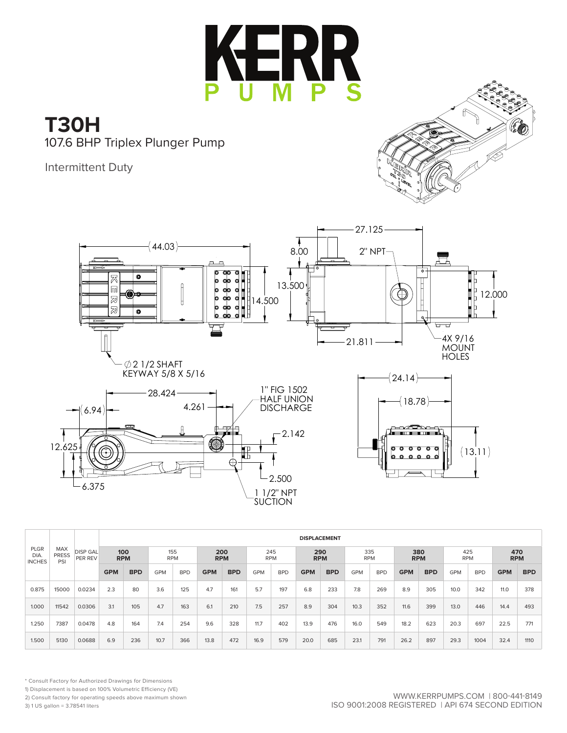# KERR PUMPS

## T30H

107.6 BHP Triplex Plunger Pump

Intermittent Duty

(44.03)

8.00

27.125

2" NPT

13.500

14.500

12.000

21.811

4X 9/16 MOUNT HOLES

∅2 1/2 SHAFT KEYWAY 5/8 X 5/16

28.424

4.261

1" FIG 1502 HALF UNION DISCHARGE

(6.94)

12.625

6.375

2.142

2.500

1 1/2" NPT SUCTION

(24.14)

(18.78)

(13.11)

| PLGR DIA. INCHES | MAX PRESS PSI | DISP GAL PER REV | DISPLACEMENT | | | | | | | | | | | | | | | | | |
|---|---|---|---|---|---|---|---|---|---|---|---|---|---|---|---|---|---|---|---|---|
| | | | **100 RPM** | | 155 RPM | | **200 RPM** | | 245 RPM | | **290 RPM** | | 335 RPM | | **380 RPM** | | 425 RPM | | **470 RPM** | |
| | | | **GPM** | **BPD** | GPM | BPD | **GPM** | **BPD** | GPM | BPD | **GPM** | **BPD** | GPM | BPD | **GPM** | **BPD** | GPM | BPD | **GPM** | **BPD** |
| 0.875 | 15000 | 0.0234 | 2.3 | 80 | 3.6 | 125 | 4.7 | 161 | 5.7 | 197 | 6.8 | 233 | 7.8 | 269 | 8.9 | 305 | 10.0 | 342 | 11.0 | 378 |
| 1.000 | 11542 | 0.0306 | 3.1 | 105 | 4.7 | 163 | 6.1 | 210 | 7.5 | 257 | 8.9 | 304 | 10.3 | 352 | 11.6 | 399 | 13.0 | 446 | 14.4 | 493 |
| 1.250 | 7387 | 0.0478 | 4.8 | 164 | 7.4 | 254 | 9.6 | 328 | 11.7 | 402 | 13.9 | 476 | 16.0 | 549 | 18.2 | 623 | 20.3 | 697 | 22.5 | 771 |
| 1.500 | 5130 | 0.0688 | 6.9 | 236 | 10.7 | 366 | 13.8 | 472 | 16.9 | 579 | 20.0 | 685 | 23.1 | 791 | 26.2 | 897 | 29.3 | 1004 | 32.4 | 1110 |

* Consult Factory for Authorized Drawings for Dimensions

1) Displacement is based on 100% Volumetric Efficiency (VE)

2) Consult factory for operating speeds above maximum shown

3) 1 US gallon = 3.78541 liters

WWW.KERRPUMPS.COM | 800-441-8149

ISO 9001:2008 REGISTERED | API 674 SECOND EDITION